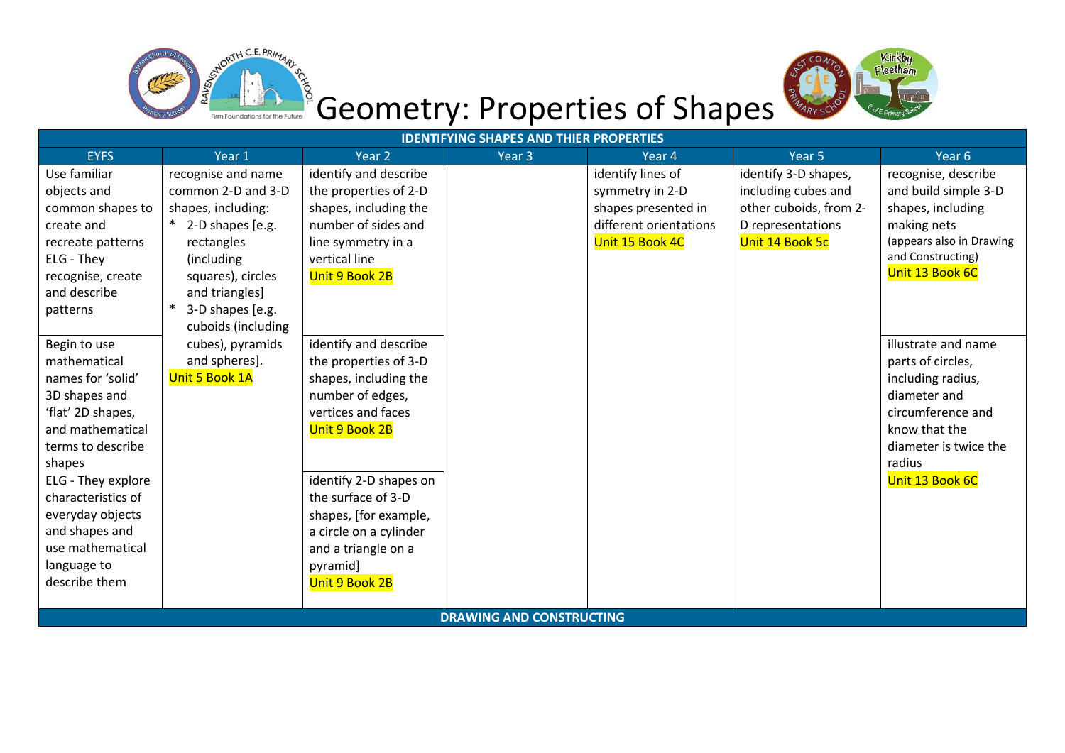# Geometry: Properties of Shapes

| IDENTIFYING SHAPES AND THIER PROPERTIES | | | | | | |
|---|---|---|---|---|---|---|
| EYFS | Year 1 | Year 2 | Year 3 | Year 4 | Year 5 | Year 6 |
| Use familiar objects and common shapes to create and recreate patterns ELG - They recognise, create and describe patterns | recognise and name common 2-D and 3-D shapes, including: * 2-D shapes [e.g. rectangles (including squares), circles and triangles] * 3-D shapes [e.g. cuboids (including cubes), pyramids and spheres]. Unit 5 Book 1A | identify and describe the properties of 2-D shapes, including the number of sides and line symmetry in a vertical line Unit 9 Book 2B | | identify lines of symmetry in 2-D shapes presented in different orientations Unit 15 Book 4C | identify 3-D shapes, including cubes and other cuboids, from 2-D representations Unit 14 Book 5c | recognise, describe and build simple 3-D shapes, including making nets (appears also in Drawing and Constructing) Unit 13 Book 6C |
| Begin to use mathematical names for 'solid' 3D shapes and 'flat' 2D shapes, and mathematical terms to describe shapes ELG - They explore characteristics of everyday objects and shapes and use mathematical language to describe them | | identify and describe the properties of 3-D shapes, including the number of edges, vertices and faces Unit 9 Book 2B | | | | illustrate and name parts of circles, including radius, diameter and circumference and know that the diameter is twice the radius Unit 13 Book 6C |
| | | identify 2-D shapes on the surface of 3-D shapes, [for example, a circle on a cylinder and a triangle on a pyramid] Unit 9 Book 2B | | | | |
| DRAWING AND CONSTRUCTING | | | | | | |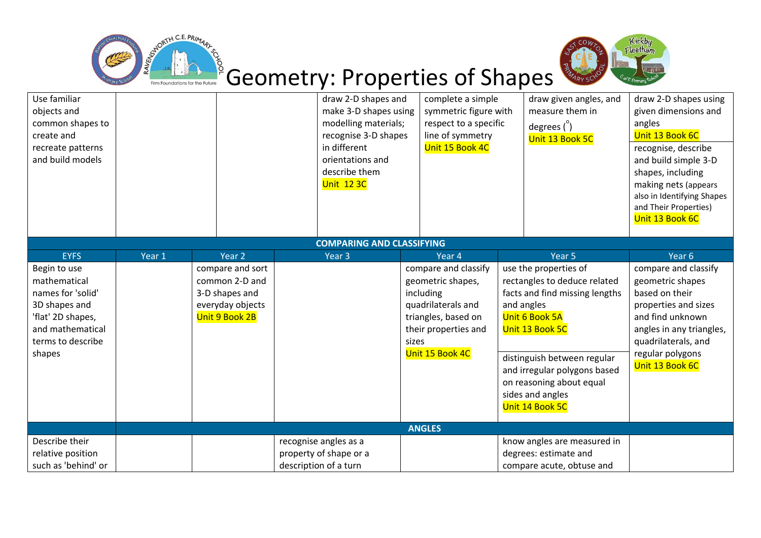# Geometry: Properties of Shapes

| EYFS | Year 1 | Year 2 | Year 3 | Year 4 | Year 5 | Year 6 |
|---|---|---|---|---|---|---|
| Use familiar objects and common shapes to create and recreate patterns and build models | | | draw 2-D shapes and make 3-D shapes using modelling materials; recognise 3-D shapes in different orientations and describe them Unit 12 3C | complete a simple symmetric figure with respect to a specific line of symmetry Unit 15 Book 4C | draw given angles, and measure them in degrees (°) Unit 13 Book 5C | draw 2-D shapes using given dimensions and angles Unit 13 Book 6C<br>recognise, describe and build simple 3-D shapes, including making nets (appears also in Identifying Shapes and Their Properties) Unit 13 Book 6C |
| **COMPARING AND CLASSIFYING** | | | | | | |
| EYFS | Year 1 | Year 2 | Year 3 | Year 4 | Year 5 | Year 6 |
| Begin to use mathematical names for 'solid' 3D shapes and 'flat' 2D shapes, and mathematical terms to describe shapes | | compare and sort common 2-D and 3-D shapes and everyday objects Unit 9 Book 2B | | compare and classify geometric shapes, including quadrilaterals and triangles, based on their properties and sizes Unit 15 Book 4C | use the properties of rectangles to deduce related facts and find missing lengths and angles Unit 6 Book 5A Unit 13 Book 5C<br>distinguish between regular and irregular polygons based on reasoning about equal sides and angles Unit 14 Book 5C | compare and classify geometric shapes based on their properties and sizes and find unknown angles in any triangles, quadrilaterals, and regular polygons Unit 13 Book 6C |
| **ANGLES** | | | | | | |
| Describe their relative position such as 'behind' or | | | recognise angles as a property of shape or a description of a turn | | know angles are measured in degrees: estimate and compare acute, obtuse and | |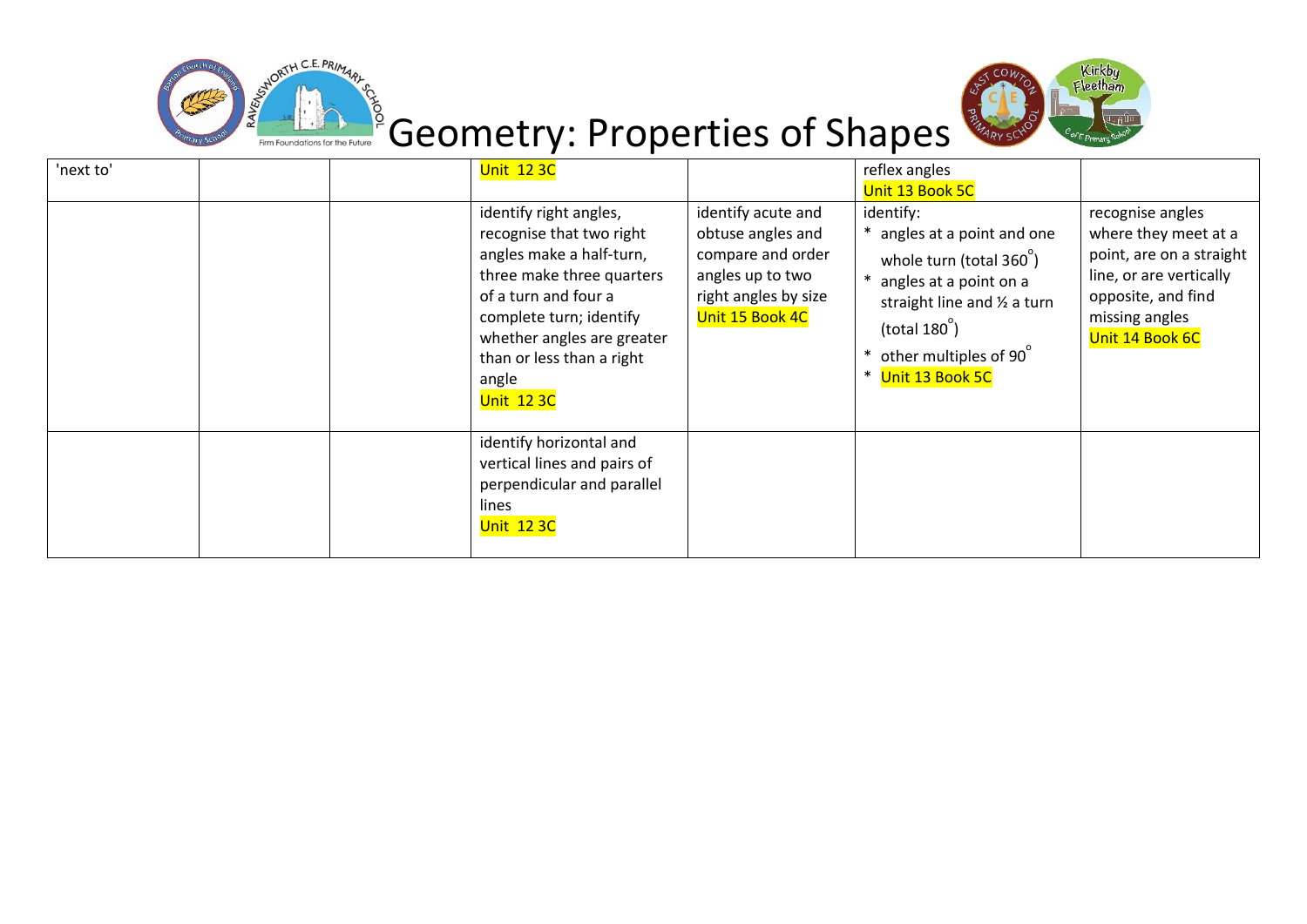# Geometry: Properties of Shapes

| | | | | | | |
|---|---|---|---|---|---|---|
| 'next to' | | | Unit 12 3C | | reflex angles<br>Unit 13 Book 5C | |
| | | | identify right angles, recognise that two right angles make a half-turn, three make three quarters of a turn and four a complete turn; identify whether angles are greater than or less than a right angle<br>Unit 12 3C | identify acute and obtuse angles and compare and order angles up to two right angles by size<br>Unit 15 Book 4C | identify:<br>* angles at a point and one whole turn (total 360°)<br>* angles at a point on a straight line and ½ a turn (total 180°)<br>* other multiples of 90°<br>* Unit 13 Book 5C | recognise angles where they meet at a point, are on a straight line, or are vertically opposite, and find missing angles<br>Unit 14 Book 6C |
| | | | identify horizontal and vertical lines and pairs of perpendicular and parallel lines<br>Unit 12 3C | | | |